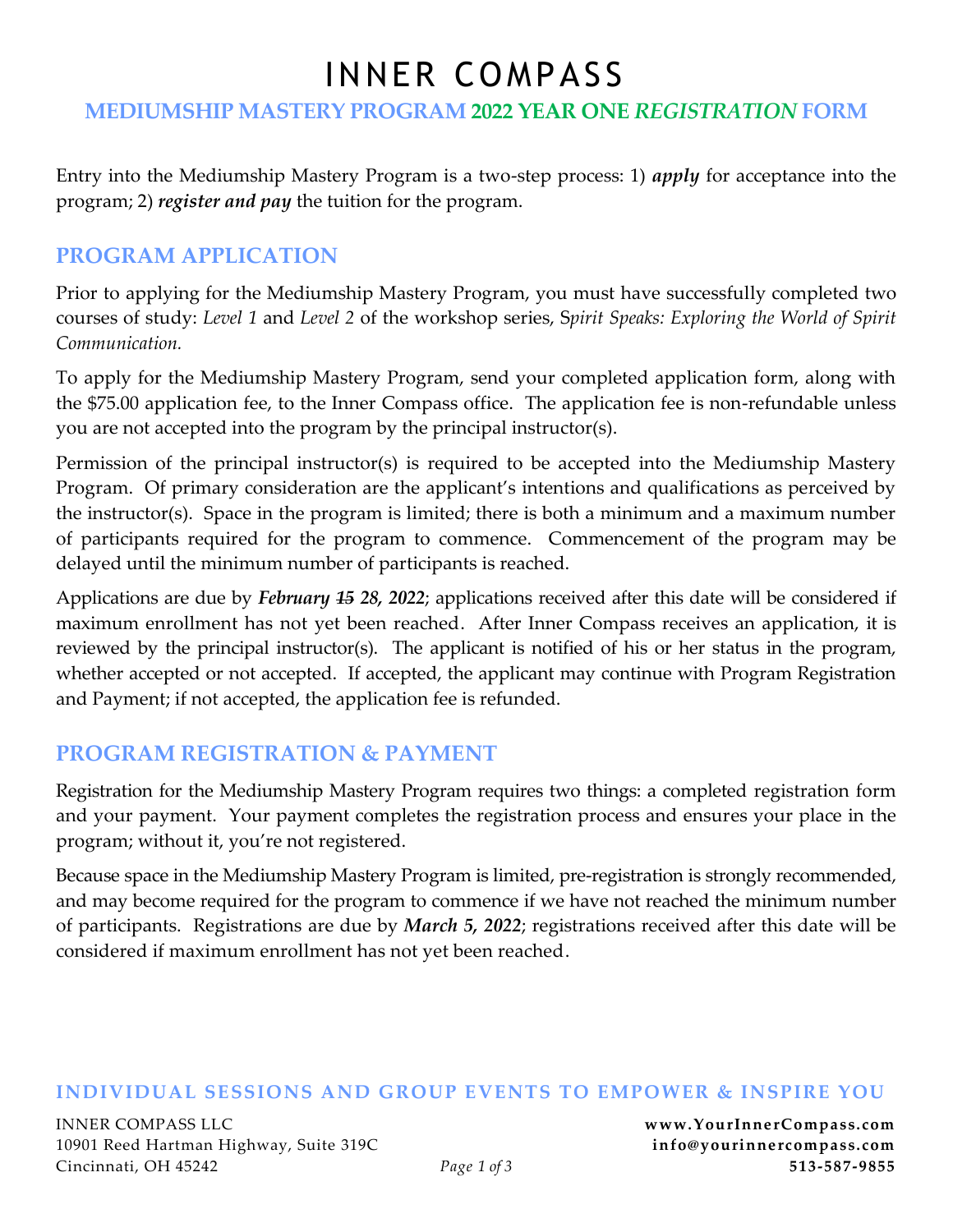# INNER COMPASS

## MEDIUMSHIP MASTERY PROGRAM 2022 YEAR ONE *REGISTRATION* FORM

Entry into the Mediumship Mastery Program is a two-step process: 1) ***apply*** for acceptance into the program; 2) ***register and pay*** the tuition for the program.

## PROGRAM APPLICATION

Prior to applying for the Mediumship Mastery Program, you must have successfully completed two courses of study: *Level 1* and *Level 2* of the workshop series, *Spirit Speaks: Exploring the World of Spirit Communication.*

To apply for the Mediumship Mastery Program, send your completed application form, along with the $75.00 application fee, to the Inner Compass office. The application fee is non-refundable unless you are not accepted into the program by the principal instructor(s).

Permission of the principal instructor(s) is required to be accepted into the Mediumship Mastery Program. Of primary consideration are the applicant's intentions and qualifications as perceived by the instructor(s). Space in the program is limited; there is both a minimum and a maximum number of participants required for the program to commence. Commencement of the program may be delayed until the minimum number of participants is reached.

Applications are due by ***February ~~15~~ 28, 2022***; applications received after this date will be considered if maximum enrollment has not yet been reached. After Inner Compass receives an application, it is reviewed by the principal instructor(s). The applicant is notified of his or her status in the program, whether accepted or not accepted. If accepted, the applicant may continue with Program Registration and Payment; if not accepted, the application fee is refunded.

## PROGRAM REGISTRATION & PAYMENT

Registration for the Mediumship Mastery Program requires two things: a completed registration form and your payment. Your payment completes the registration process and ensures your place in the program; without it, you're not registered.

Because space in the Mediumship Mastery Program is limited, pre-registration is strongly recommended, and may become required for the program to commence if we have not reached the minimum number of participants. Registrations are due by ***March 5, 2022***; registrations received after this date will be considered if maximum enrollment has not yet been reached.

**INDIVIDUAL SESSIONS AND GROUP EVENTS TO EMPOWER & INSPIRE YOU**

INNER COMPASS LLC
10901 Reed Hartman Highway, Suite 319C
Cincinnati, OH 45242

**www.YourInnerCompass.com**
**info@yourinnercompass.com**
**513-587-9855**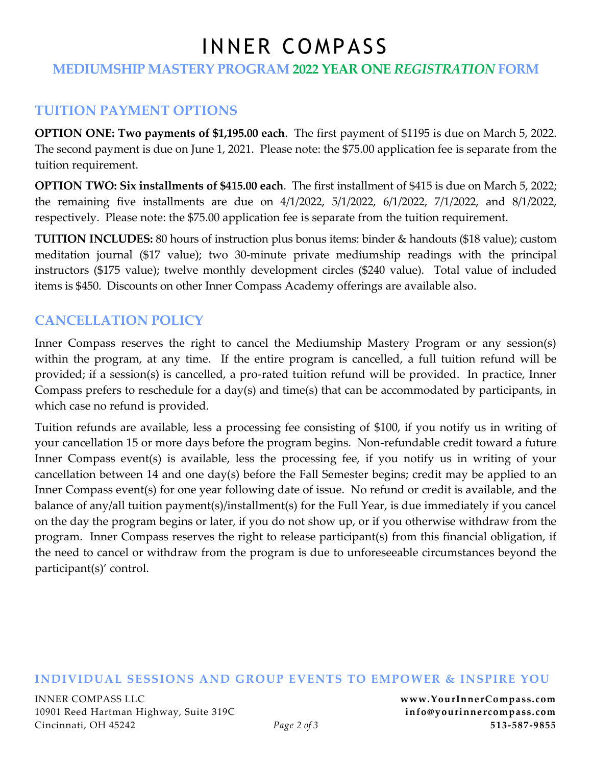# INNER COMPASS

## MEDIUMSHIP MASTERY PROGRAM 2022 YEAR ONE *REGISTRATION* FORM

### TUITION PAYMENT OPTIONS

**OPTION ONE: Two payments of $1,195.00 each**. The first payment of $1195 is due on March 5, 2022. The second payment is due on June 1, 2021. Please note: the $75.00 application fee is separate from the tuition requirement.

**OPTION TWO: Six installments of $415.00 each**. The first installment of $415 is due on March 5, 2022; the remaining five installments are due on 4/1/2022, 5/1/2022, 6/1/2022, 7/1/2022, and 8/1/2022, respectively. Please note: the $75.00 application fee is separate from the tuition requirement.

**TUITION INCLUDES:** 80 hours of instruction plus bonus items: binder & handouts ($18 value); custom meditation journal ($17 value); two 30-minute private mediumship readings with the principal instructors ($175 value); twelve monthly development circles ($240 value). Total value of included items is $450. Discounts on other Inner Compass Academy offerings are available also.

### CANCELLATION POLICY

Inner Compass reserves the right to cancel the Mediumship Mastery Program or any session(s) within the program, at any time. If the entire program is cancelled, a full tuition refund will be provided; if a session(s) is cancelled, a pro-rated tuition refund will be provided. In practice, Inner Compass prefers to reschedule for a day(s) and time(s) that can be accommodated by participants, in which case no refund is provided.

Tuition refunds are available, less a processing fee consisting of $100, if you notify us in writing of your cancellation 15 or more days before the program begins. Non-refundable credit toward a future Inner Compass event(s) is available, less the processing fee, if you notify us in writing of your cancellation between 14 and one day(s) before the Fall Semester begins; credit may be applied to an Inner Compass event(s) for one year following date of issue. No refund or credit is available, and the balance of any/all tuition payment(s)/installment(s) for the Full Year, is due immediately if you cancel on the day the program begins or later, if you do not show up, or if you otherwise withdraw from the program. Inner Compass reserves the right to release participant(s) from this financial obligation, if the need to cancel or withdraw from the program is due to unforeseeable circumstances beyond the participant(s)' control.

**INDIVIDUAL SESSIONS AND GROUP EVENTS TO EMPOWER & INSPIRE YOU**

INNER COMPASS LLC
10901 Reed Hartman Highway, Suite 319C
Cincinnati, OH 45242

**www.YourInnerCompass.com**
**info@yourinnercompass.com**
**513-587-9855**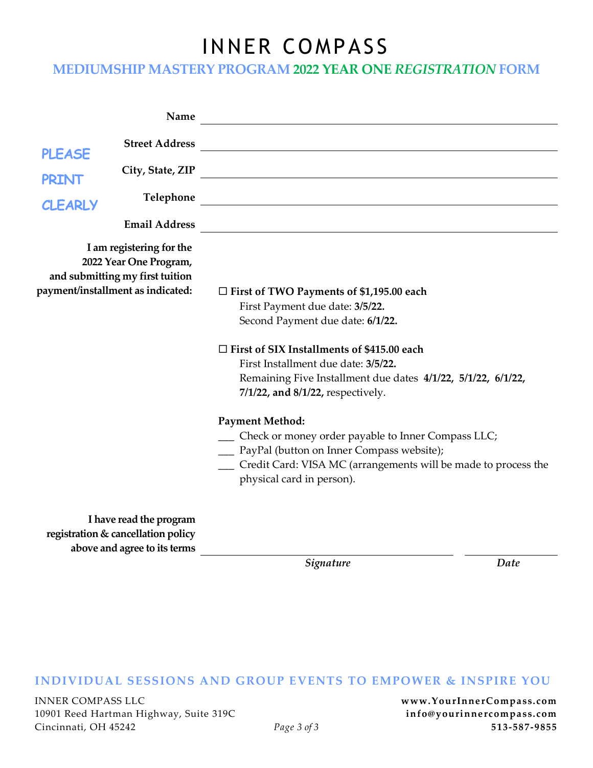# INNER COMPASS

## MEDIUMSHIP MASTERY PROGRAM 2022 YEAR ONE *REGISTRATION* FORM

PLEASE PRINT CLEARLY

**Name** ______________________________

**Street Address** ______________________________

**City, State, ZIP** ______________________________

**Telephone** ______________________________

**Email Address** ______________________________

**I am registering for the 2022 Year One Program, and submitting my first tuition payment/installment as indicated:**

☐ **First of TWO Payments of $1,195.00 each**
First Payment due date: **3/5/22.**
Second Payment due date: **6/1/22.**

☐ **First of SIX Installments of $415.00 each**
First Installment due date: **3/5/22.**
Remaining Five Installment due dates **4/1/22, 5/1/22, 6/1/22, 7/1/22, and 8/1/22,** respectively.

**Payment Method:**

___ Check or money order payable to Inner Compass LLC;
___ PayPal (button on Inner Compass website);
___ Credit Card: VISA MC (arrangements will be made to process the physical card in person).

**I have read the program registration & cancellation policy above and agree to its terms**

______________________________ *Signature* __________ *Date*

INDIVIDUAL SESSIONS AND GROUP EVENTS TO EMPOWER & INSPIRE YOU

INNER COMPASS LLC
10901 Reed Hartman Highway, Suite 319C
Cincinnati, OH 45242

**www.YourInnerCompass.com**
**info@yourinnercompass.com**
**513-587-9855**